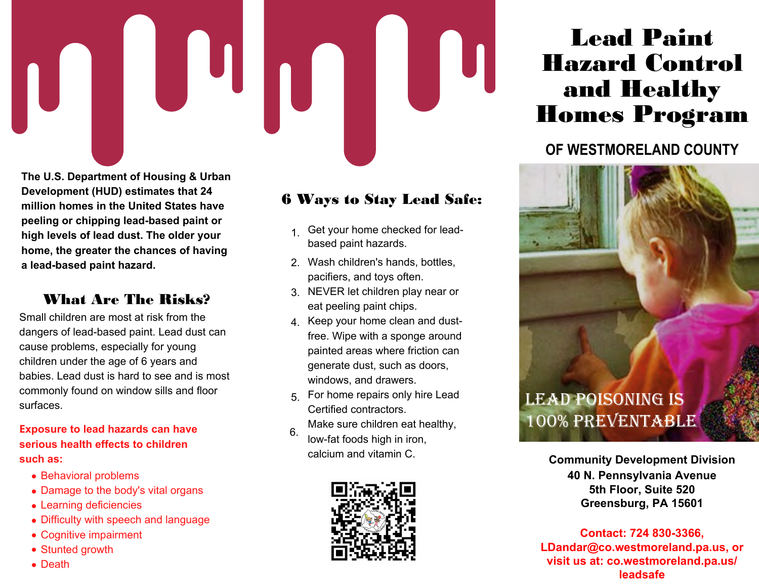The U.S. Department of Housing & Urban Development (HUD) estimates that 24 million homes in the United States have peeling or chipping lead-based paint or high levels of lead dust. The older your home, the greater the chances of having a lead-based paint hazard.

## What Are The Risks?

Small children are most at risk from the dangers of lead-based paint. Lead dust can cause problems, especially for young children under the age of 6 years and babies. Lead dust is hard to see and is most commonly found on window sills and floor surfaces.

**Exposure to lead hazards can have serious health effects to children such as:**

- Behavioral problems
- Damage to the body's vital organs
- Learning deficiencies
- Difficulty with speech and language
- Cognitive impairment
- Stunted growth
- Death

## 6 Ways to Stay Lead Safe:

1. Get your home checked for lead-based paint hazards.
2. Wash children's hands, bottles, pacifiers, and toys often.
3. NEVER let children play near or eat peeling paint chips.
4. Keep your home clean and dust-free. Wipe with a sponge around painted areas where friction can generate dust, such as doors, windows, and drawers.
5. For home repairs only hire Lead Certified contractors.
6. Make sure children eat healthy, low-fat foods high in iron, calcium and vitamin C.

# Lead Paint Hazard Control and Healthy Homes Program

## OF WESTMORELAND COUNTY

LEAD POISONING IS 100% PREVENTABLE

**Community Development Division**
**40 N. Pennsylvania Avenue**
**5th Floor, Suite 520**
**Greensburg, PA 15601**

**Contact: 724 830-3366, LDandar@co.westmoreland.pa.us, or visit us at: co.westmoreland.pa.us/leadsafe**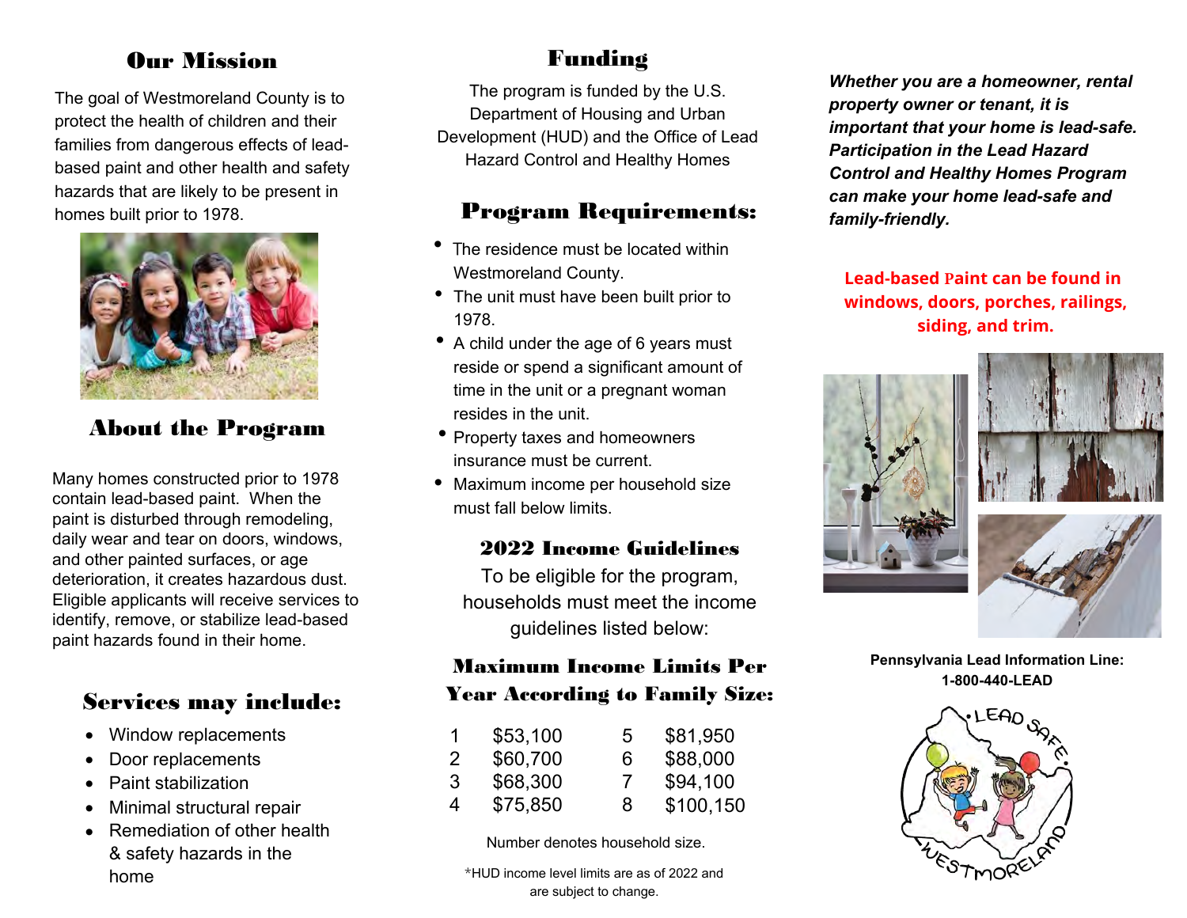## Our Mission

The goal of Westmoreland County is to protect the health of children and their families from dangerous effects of lead-based paint and other health and safety hazards that are likely to be present in homes built prior to 1978.

## About the Program

Many homes constructed prior to 1978 contain lead-based paint. When the paint is disturbed through remodeling, daily wear and tear on doors, windows, and other painted surfaces, or age deterioration, it creates hazardous dust. Eligible applicants will receive services to identify, remove, or stabilize lead-based paint hazards found in their home.

## Services may include:

- Window replacements
- Door replacements
- Paint stabilization
- Minimal structural repair
- Remediation of other health & safety hazards in the home

## Funding

The program is funded by the U.S. Department of Housing and Urban Development (HUD) and the Office of Lead Hazard Control and Healthy Homes

## Program Requirements:

- The residence must be located within Westmoreland County.
- The unit must have been built prior to 1978.
- A child under the age of 6 years must reside or spend a significant amount of time in the unit or a pregnant woman resides in the unit.
- Property taxes and homeowners insurance must be current.
- Maximum income per household size must fall below limits.

### 2022 Income Guidelines

To be eligible for the program, households must meet the income guidelines listed below:

### Maximum Income Limits Per Year According to Family Size:

| | | | |
|---|---|---|---|
| 1 | $53,100 | 5 | $81,950 |
| 2 | $60,700 | 6 | $88,000 |
| 3 | $68,300 | 7 | $94,100 |
| 4 | $75,850 | 8 | $100,150 |

Number denotes household size.

*HUD income level limits are as of 2022 and are subject to change.

***Whether you are a homeowner, rental property owner or tenant, it is important that your home is lead-safe. Participation in the Lead Hazard Control and Healthy Homes Program can make your home lead-safe and family-friendly.***

**Lead-based Paint can be found in windows, doors, porches, railings, siding, and trim.**

**Pennsylvania Lead Information Line: 1-800-440-LEAD**